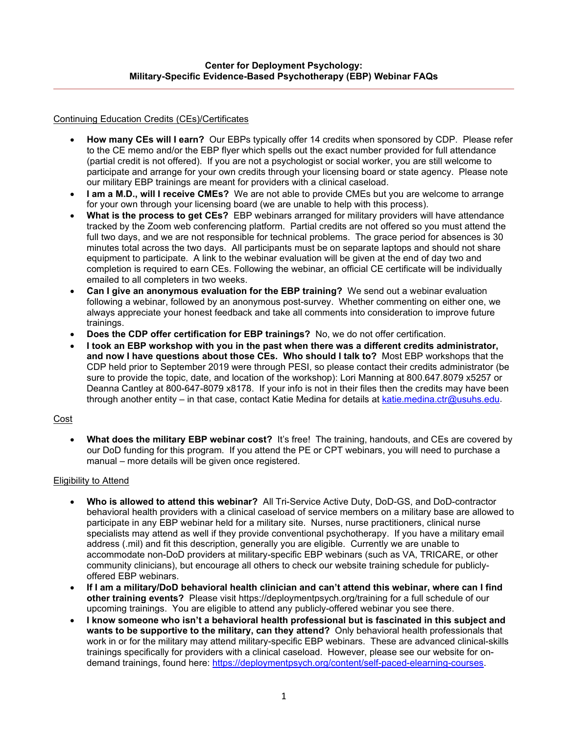**Center for Deployment Psychology:**
**Military-Specific Evidence-Based Psychotherapy (EBP) Webinar FAQs**

---

Continuing Education Credits (CEs)/Certificates

- **How many CEs will I earn?** Our EBPs typically offer 14 credits when sponsored by CDP. Please refer to the CE memo and/or the EBP flyer which spells out the exact number provided for full attendance (partial credit is not offered). If you are not a psychologist or social worker, you are still welcome to participate and arrange for your own credits through your licensing board or state agency. Please note our military EBP trainings are meant for providers with a clinical caseload.
- **I am a M.D., will I receive CMEs?** We are not able to provide CMEs but you are welcome to arrange for your own through your licensing board (we are unable to help with this process).
- **What is the process to get CEs?** EBP webinars arranged for military providers will have attendance tracked by the Zoom web conferencing platform. Partial credits are not offered so you must attend the full two days, and we are not responsible for technical problems. The grace period for absences is 30 minutes total across the two days. All participants must be on separate laptops and should not share equipment to participate. A link to the webinar evaluation will be given at the end of day two and completion is required to earn CEs. Following the webinar, an official CE certificate will be individually emailed to all completers in two weeks.
- **Can I give an anonymous evaluation for the EBP training?** We send out a webinar evaluation following a webinar, followed by an anonymous post-survey. Whether commenting on either one, we always appreciate your honest feedback and take all comments into consideration to improve future trainings.
- **Does the CDP offer certification for EBP trainings?** No, we do not offer certification.
- **I took an EBP workshop with you in the past when there was a different credits administrator, and now I have questions about those CEs. Who should I talk to?** Most EBP workshops that the CDP held prior to September 2019 were through PESI, so please contact their credits administrator (be sure to provide the topic, date, and location of the workshop): Lori Manning at 800.647.8079 x5257 or Deanna Cantley at 800-647-8079 x8178. If your info is not in their files then the credits may have been through another entity – in that case, contact Katie Medina for details at katie.medina.ctr@usuhs.edu.

Cost

- **What does the military EBP webinar cost?** It's free! The training, handouts, and CEs are covered by our DoD funding for this program. If you attend the PE or CPT webinars, you will need to purchase a manual – more details will be given once registered.

Eligibility to Attend

- **Who is allowed to attend this webinar?** All Tri-Service Active Duty, DoD-GS, and DoD-contractor behavioral health providers with a clinical caseload of service members on a military base are allowed to participate in any EBP webinar held for a military site. Nurses, nurse practitioners, clinical nurse specialists may attend as well if they provide conventional psychotherapy. If you have a military email address (.mil) and fit this description, generally you are eligible. Currently we are unable to accommodate non-DoD providers at military-specific EBP webinars (such as VA, TRICARE, or other community clinicians), but encourage all others to check our website training schedule for publicly-offered EBP webinars.
- **If I am a military/DoD behavioral health clinician and can't attend this webinar, where can I find other training events?** Please visit https://deploymentpsych.org/training for a full schedule of our upcoming trainings. You are eligible to attend any publicly-offered webinar you see there.
- **I know someone who isn't a behavioral health professional but is fascinated in this subject and wants to be supportive to the military, can they attend?** Only behavioral health professionals that work in or for the military may attend military-specific EBP webinars. These are advanced clinical-skills trainings specifically for providers with a clinical caseload. However, please see our website for on-demand trainings, found here: https://deploymentpsych.org/content/self-paced-elearning-courses.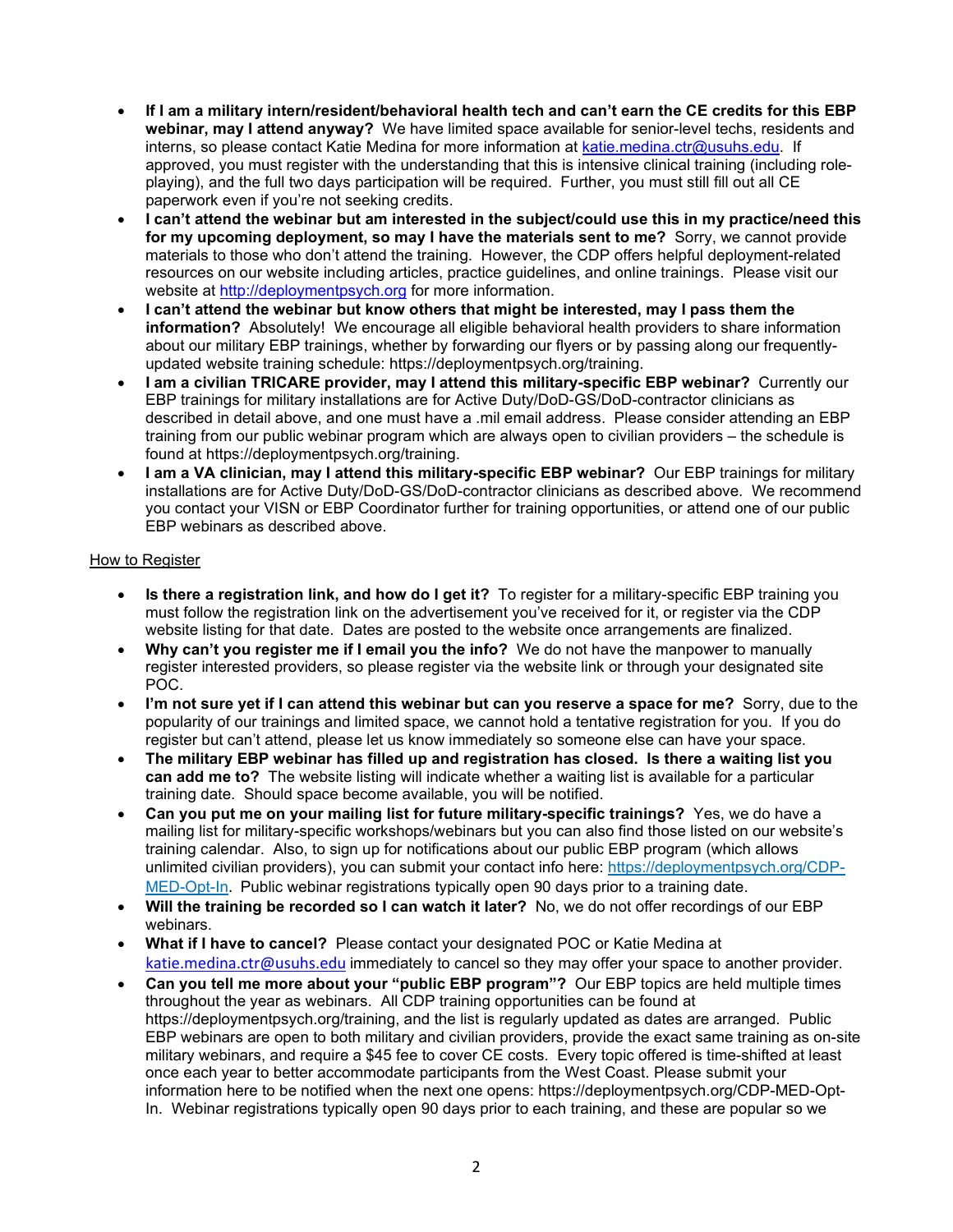- **If I am a military intern/resident/behavioral health tech and can't earn the CE credits for this EBP webinar, may I attend anyway?** We have limited space available for senior-level techs, residents and interns, so please contact Katie Medina for more information at katie.medina.ctr@usuhs.edu. If approved, you must register with the understanding that this is intensive clinical training (including role-playing), and the full two days participation will be required. Further, you must still fill out all CE paperwork even if you're not seeking credits.
- **I can't attend the webinar but am interested in the subject/could use this in my practice/need this for my upcoming deployment, so may I have the materials sent to me?** Sorry, we cannot provide materials to those who don't attend the training. However, the CDP offers helpful deployment-related resources on our website including articles, practice guidelines, and online trainings. Please visit our website at http://deploymentpsych.org for more information.
- **I can't attend the webinar but know others that might be interested, may I pass them the information?** Absolutely! We encourage all eligible behavioral health providers to share information about our military EBP trainings, whether by forwarding our flyers or by passing along our frequently-updated website training schedule: https://deploymentpsych.org/training.
- **I am a civilian TRICARE provider, may I attend this military-specific EBP webinar?** Currently our EBP trainings for military installations are for Active Duty/DoD-GS/DoD-contractor clinicians as described in detail above, and one must have a .mil email address. Please consider attending an EBP training from our public webinar program which are always open to civilian providers – the schedule is found at https://deploymentpsych.org/training.
- **I am a VA clinician, may I attend this military-specific EBP webinar?** Our EBP trainings for military installations are for Active Duty/DoD-GS/DoD-contractor clinicians as described above. We recommend you contact your VISN or EBP Coordinator further for training opportunities, or attend one of our public EBP webinars as described above.

How to Register

- **Is there a registration link, and how do I get it?** To register for a military-specific EBP training you must follow the registration link on the advertisement you've received for it, or register via the CDP website listing for that date. Dates are posted to the website once arrangements are finalized.
- **Why can't you register me if I email you the info?** We do not have the manpower to manually register interested providers, so please register via the website link or through your designated site POC.
- **I'm not sure yet if I can attend this webinar but can you reserve a space for me?** Sorry, due to the popularity of our trainings and limited space, we cannot hold a tentative registration for you. If you do register but can't attend, please let us know immediately so someone else can have your space.
- **The military EBP webinar has filled up and registration has closed. Is there a waiting list you can add me to?** The website listing will indicate whether a waiting list is available for a particular training date. Should space become available, you will be notified.
- **Can you put me on your mailing list for future military-specific trainings?** Yes, we do have a mailing list for military-specific workshops/webinars but you can also find those listed on our website's training calendar. Also, to sign up for notifications about our public EBP program (which allows unlimited civilian providers), you can submit your contact info here: https://deploymentpsych.org/CDP-MED-Opt-In. Public webinar registrations typically open 90 days prior to a training date.
- **Will the training be recorded so I can watch it later?** No, we do not offer recordings of our EBP webinars.
- **What if I have to cancel?** Please contact your designated POC or Katie Medina at katie.medina.ctr@usuhs.edu immediately to cancel so they may offer your space to another provider.
- **Can you tell me more about your "public EBP program"?** Our EBP topics are held multiple times throughout the year as webinars. All CDP training opportunities can be found at https://deploymentpsych.org/training, and the list is regularly updated as dates are arranged. Public EBP webinars are open to both military and civilian providers, provide the exact same training as on-site military webinars, and require a $45 fee to cover CE costs. Every topic offered is time-shifted at least once each year to better accommodate participants from the West Coast. Please submit your information here to be notified when the next one opens: https://deploymentpsych.org/CDP-MED-Opt-In. Webinar registrations typically open 90 days prior to each training, and these are popular so we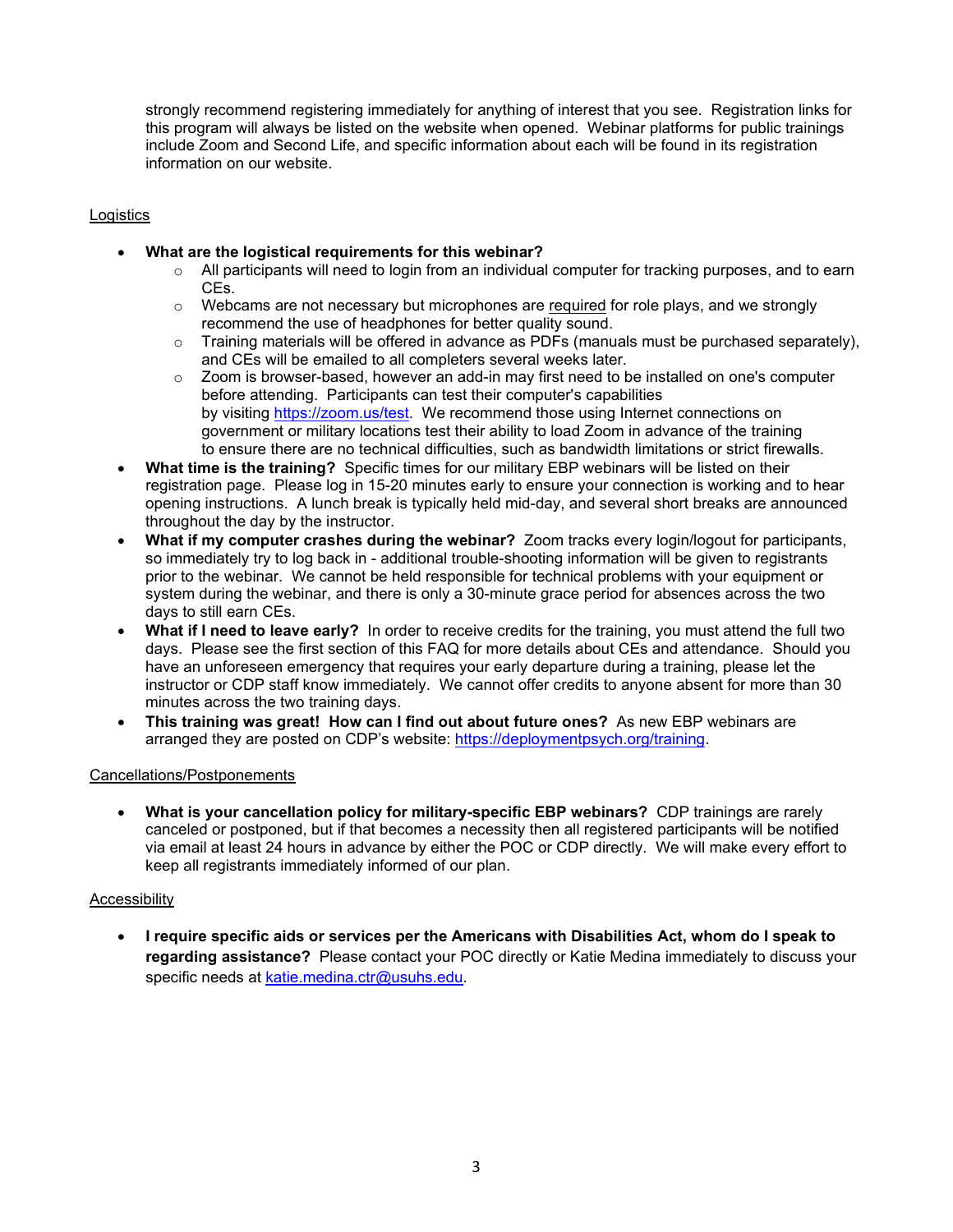strongly recommend registering immediately for anything of interest that you see. Registration links for this program will always be listed on the website when opened. Webinar platforms for public trainings include Zoom and Second Life, and specific information about each will be found in its registration information on our website.

<u>Logistics</u>

- **What are the logistical requirements for this webinar?**
    - All participants will need to login from an individual computer for tracking purposes, and to earn CEs.
    - Webcams are not necessary but microphones are <u>required</u> for role plays, and we strongly recommend the use of headphones for better quality sound.
    - Training materials will be offered in advance as PDFs (manuals must be purchased separately), and CEs will be emailed to all completers several weeks later.
    - Zoom is browser-based, however an add-in may first need to be installed on one's computer before attending. Participants can test their computer's capabilities by visiting https://zoom.us/test. We recommend those using Internet connections on government or military locations test their ability to load Zoom in advance of the training to ensure there are no technical difficulties, such as bandwidth limitations or strict firewalls.
- **What time is the training?** Specific times for our military EBP webinars will be listed on their registration page. Please log in 15-20 minutes early to ensure your connection is working and to hear opening instructions. A lunch break is typically held mid-day, and several short breaks are announced throughout the day by the instructor.
- **What if my computer crashes during the webinar?** Zoom tracks every login/logout for participants, so immediately try to log back in - additional trouble-shooting information will be given to registrants prior to the webinar. We cannot be held responsible for technical problems with your equipment or system during the webinar, and there is only a 30-minute grace period for absences across the two days to still earn CEs.
- **What if I need to leave early?** In order to receive credits for the training, you must attend the full two days. Please see the first section of this FAQ for more details about CEs and attendance. Should you have an unforeseen emergency that requires your early departure during a training, please let the instructor or CDP staff know immediately. We cannot offer credits to anyone absent for more than 30 minutes across the two training days.
- **This training was great! How can I find out about future ones?** As new EBP webinars are arranged they are posted on CDP's website: https://deploymentpsych.org/training.

<u>Cancellations/Postponements</u>

- **What is your cancellation policy for military-specific EBP webinars?** CDP trainings are rarely canceled or postponed, but if that becomes a necessity then all registered participants will be notified via email at least 24 hours in advance by either the POC or CDP directly. We will make every effort to keep all registrants immediately informed of our plan.

<u>Accessibility</u>

- **I require specific aids or services per the Americans with Disabilities Act, whom do I speak to regarding assistance?** Please contact your POC directly or Katie Medina immediately to discuss your specific needs at katie.medina.ctr@usuhs.edu.